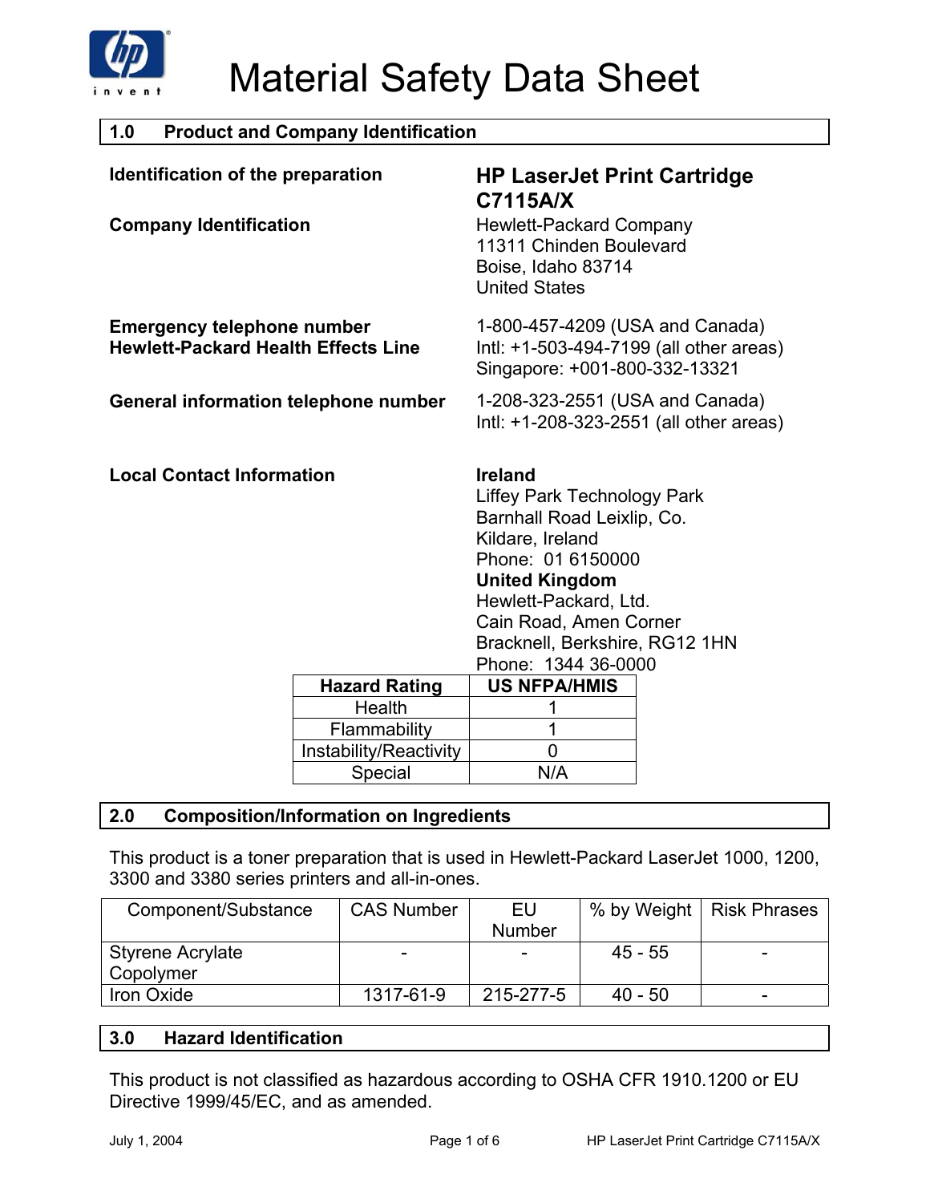# Material Safety Data Sheet

## 1.0 Product and Company Identification

**Identification of the preparation** — **HP LaserJet Print Cartridge C7115A/X**

**Company Identification**
Hewlett-Packard Company
11311 Chinden Boulevard
Boise, Idaho 83714
United States

**Emergency telephone number**
**Hewlett-Packard Health Effects Line**
1-800-457-4209 (USA and Canada)
Intl: +1-503-494-7199 (all other areas)
Singapore: +001-800-332-13321

**General information telephone number**
1-208-323-2551 (USA and Canada)
Intl: +1-208-323-2551 (all other areas)

**Local Contact Information**

**Ireland**
Liffey Park Technology Park
Barnhall Road Leixlip, Co.
Kildare, Ireland
Phone: 01 6150000

**United Kingdom**
Hewlett-Packard, Ltd.
Cain Road, Amen Corner
Bracknell, Berkshire, RG12 1HN
Phone: 1344 36-0000

| Hazard Rating | US NFPA/HMIS |
|---|---|
| Health | 1 |
| Flammability | 1 |
| Instability/Reactivity | 0 |
| Special | N/A |

## 2.0 Composition/Information on Ingredients

This product is a toner preparation that is used in Hewlett-Packard LaserJet 1000, 1200, 3300 and 3380 series printers and all-in-ones.

| Component/Substance | CAS Number | EU Number | % by Weight | Risk Phrases |
|---|---|---|---|---|
| Styrene Acrylate Copolymer | - | - | 45 - 55 | - |
| Iron Oxide | 1317-61-9 | 215-277-5 | 40 - 50 | - |

## 3.0 Hazard Identification

This product is not classified as hazardous according to OSHA CFR 1910.1200 or EU Directive 1999/45/EC, and as amended.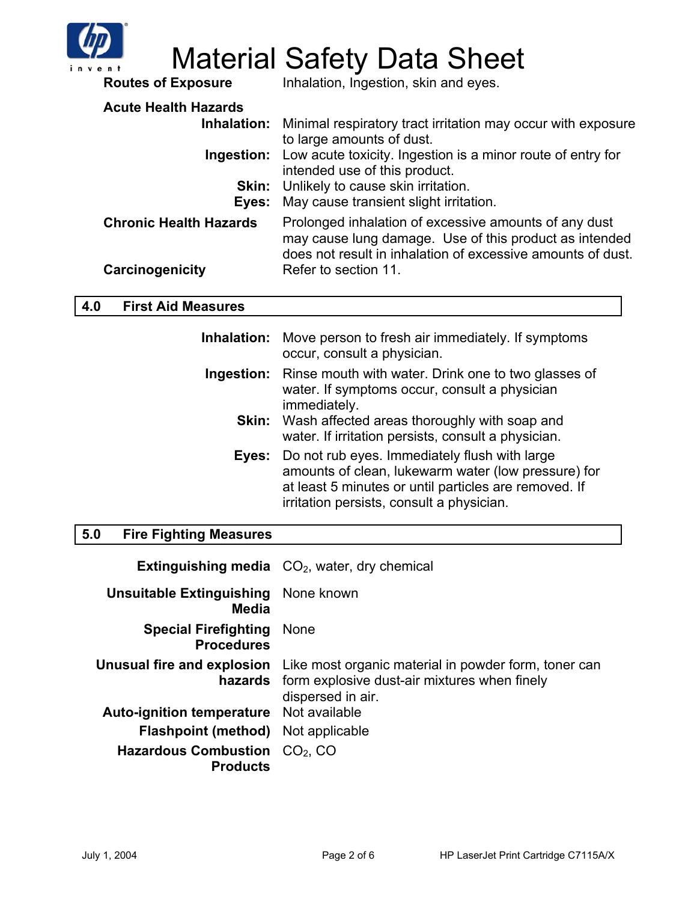**Routes of Exposure** Inhalation, Ingestion, skin and eyes.

**Acute Health Hazards**

- **Inhalation:** Minimal respiratory tract irritation may occur with exposure to large amounts of dust.
- **Ingestion:** Low acute toxicity. Ingestion is a minor route of entry for intended use of this product.
- **Skin:** Unlikely to cause skin irritation.
- **Eyes:** May cause transient slight irritation.

**Chronic Health Hazards** Prolonged inhalation of excessive amounts of any dust may cause lung damage. Use of this product as intended does not result in inhalation of excessive amounts of dust.

**Carcinogenicity** Refer to section 11.

## 4.0 First Aid Measures

- **Inhalation:** Move person to fresh air immediately. If symptoms occur, consult a physician.
- **Ingestion:** Rinse mouth with water. Drink one to two glasses of water. If symptoms occur, consult a physician immediately.
- **Skin:** Wash affected areas thoroughly with soap and water. If irritation persists, consult a physician.
- **Eyes:** Do not rub eyes. Immediately flush with large amounts of clean, lukewarm water (low pressure) for at least 5 minutes or until particles are removed. If irritation persists, consult a physician.

## 5.0 Fire Fighting Measures

- **Extinguishing media** $CO_2$, water, dry chemical
- **Unsuitable Extinguishing Media** None known
- **Special Firefighting Procedures** None
- **Unusual fire and explosion hazards** Like most organic material in powder form, toner can form explosive dust-air mixtures when finely dispersed in air.
- **Auto-ignition temperature** Not available
- **Flashpoint (method)** Not applicable
- **Hazardous Combustion Products** $CO_2$, CO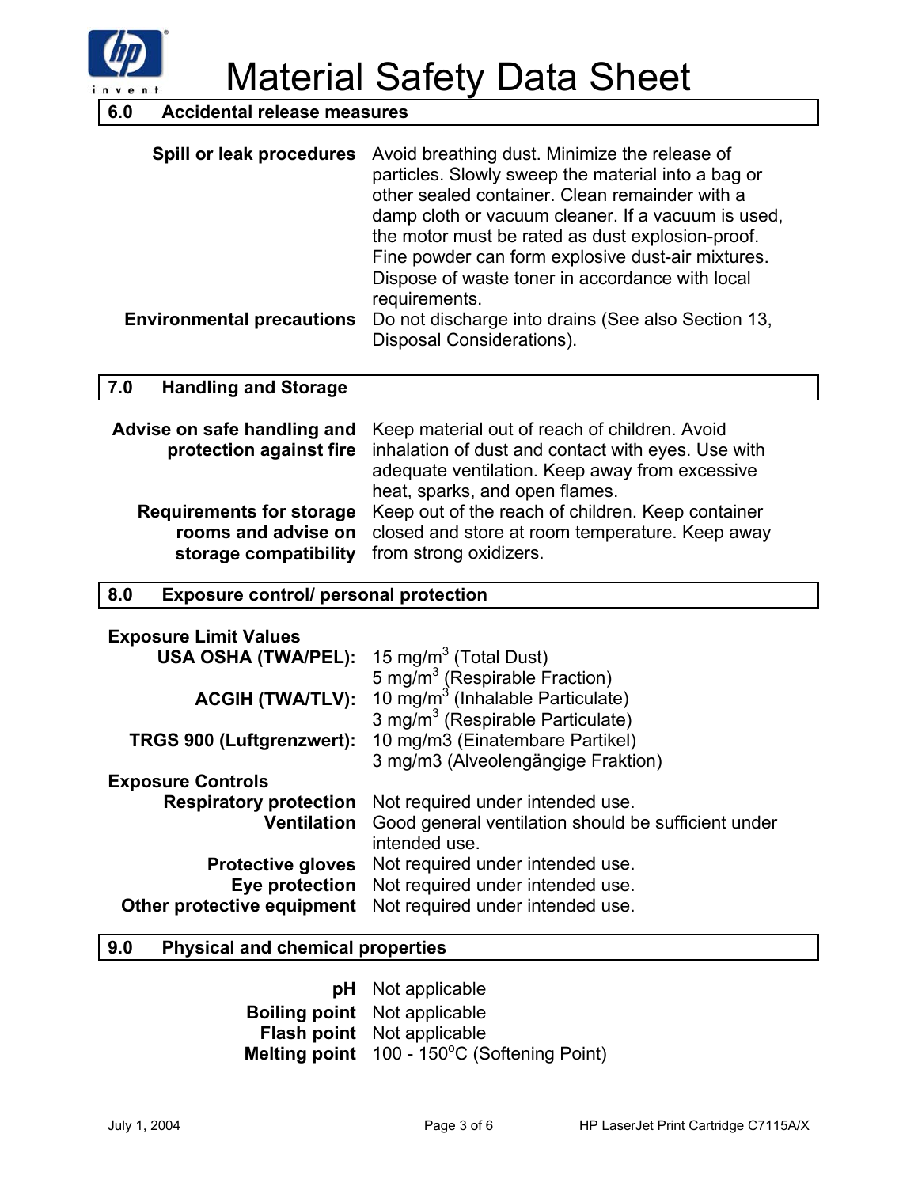# Material Safety Data Sheet

## 6.0 Accidental release measures

**Spill or leak procedures** Avoid breathing dust. Minimize the release of particles. Slowly sweep the material into a bag or other sealed container. Clean remainder with a damp cloth or vacuum cleaner. If a vacuum is used, the motor must be rated as dust explosion-proof. Fine powder can form explosive dust-air mixtures. Dispose of waste toner in accordance with local requirements.

**Environmental precautions** Do not discharge into drains (See also Section 13, Disposal Considerations).

## 7.0 Handling and Storage

**Advise on safe handling and protection against fire** Keep material out of reach of children. Avoid inhalation of dust and contact with eyes. Use with adequate ventilation. Keep away from excessive heat, sparks, and open flames.

**Requirements for storage rooms and advise on storage compatibility** Keep out of the reach of children. Keep container closed and store at room temperature. Keep away from strong oxidizers.

## 8.0 Exposure control/ personal protection

**Exposure Limit Values**

| | |
|---|---|
| **USA OSHA (TWA/PEL):** | 15 mg/m$^3$ (Total Dust) |
| | 5 mg/m$^3$ (Respirable Fraction) |
| **ACGIH (TWA/TLV):** | 10 mg/m$^3$ (Inhalable Particulate) |
| | 3 mg/m$^3$ (Respirable Particulate) |
| **TRGS 900 (Luftgrenzwert):** | 10 mg/m3 (Einatembare Partikel) |
| | 3 mg/m3 (Alveolengängige Fraktion) |

**Exposure Controls**

| | |
|---|---|
| **Respiratory protection** | Not required under intended use. |
| **Ventilation** | Good general ventilation should be sufficient under intended use. |
| **Protective gloves** | Not required under intended use. |
| **Eye protection** | Not required under intended use. |
| **Other protective equipment** | Not required under intended use. |

## 9.0 Physical and chemical properties

| | |
|---|---|
| **pH** | Not applicable |
| **Boiling point** | Not applicable |
| **Flash point** | Not applicable |
| **Melting point** | 100 - 150$^o$C (Softening Point) |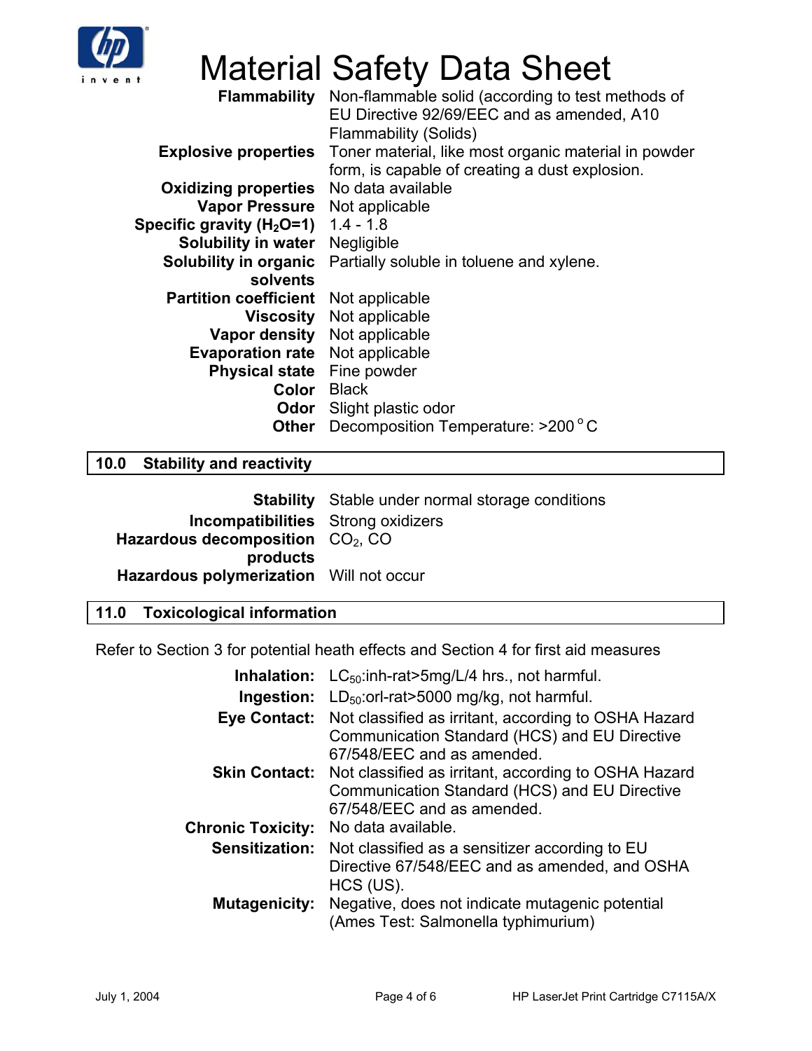| | |
|---|---|
| **Flammability** | Non-flammable solid (according to test methods of EU Directive 92/69/EEC and as amended, A10 Flammability (Solids) |
| **Explosive properties** | Toner material, like most organic material in powder form, is capable of creating a dust explosion. |
| **Oxidizing properties** | No data available |
| **Vapor Pressure** | Not applicable |
| **Specific gravity ($H_2O$=1)** | 1.4 - 1.8 |
| **Solubility in water** | Negligible |
| **Solubility in organic solvents** | Partially soluble in toluene and xylene. |
| **Partition coefficient** | Not applicable |
| **Viscosity** | Not applicable |
| **Vapor density** | Not applicable |
| **Evaporation rate** | Not applicable |
| **Physical state** | Fine powder |
| **Color** | Black |
| **Odor** | Slight plastic odor |
| **Other** | Decomposition Temperature: >200 $^{o}$C |

## 10.0 Stability and reactivity

| | |
|---|---|
| **Stability** | Stable under normal storage conditions |
| **Incompatibilities** | Strong oxidizers |
| **Hazardous decomposition products** | $CO_2$, CO |
| **Hazardous polymerization** | Will not occur |

## 11.0 Toxicological information

Refer to Section 3 for potential heath effects and Section 4 for first aid measures

| | |
|---|---|
| **Inhalation:** | $LC_{50}$:inh-rat>5mg/L/4 hrs., not harmful. |
| **Ingestion:** | $LD_{50}$:orl-rat>5000 mg/kg, not harmful. |
| **Eye Contact:** | Not classified as irritant, according to OSHA Hazard Communication Standard (HCS) and EU Directive 67/548/EEC and as amended. |
| **Skin Contact:** | Not classified as irritant, according to OSHA Hazard Communication Standard (HCS) and EU Directive 67/548/EEC and as amended. |
| **Chronic Toxicity:** | No data available. |
| **Sensitization:** | Not classified as a sensitizer according to EU Directive 67/548/EEC and as amended, and OSHA HCS (US). |
| **Mutagenicity:** | Negative, does not indicate mutagenic potential (Ames Test: Salmonella typhimurium) |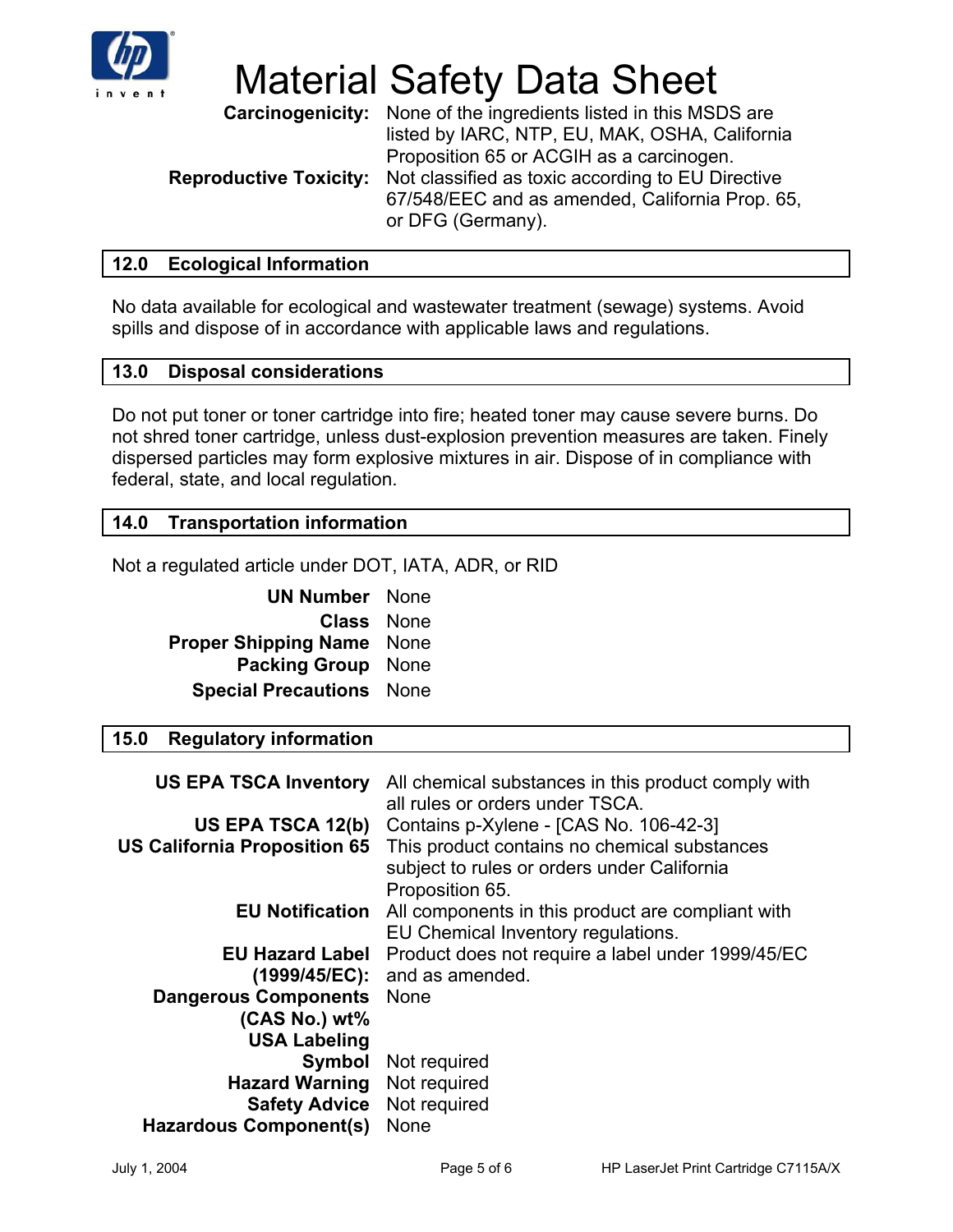# Material Safety Data Sheet

**Carcinogenicity:** None of the ingredients listed in this MSDS are listed by IARC, NTP, EU, MAK, OSHA, California Proposition 65 or ACGIH as a carcinogen.

**Reproductive Toxicity:** Not classified as toxic according to EU Directive 67/548/EEC and as amended, California Prop. 65, or DFG (Germany).

## 12.0 Ecological Information

No data available for ecological and wastewater treatment (sewage) systems. Avoid spills and dispose of in accordance with applicable laws and regulations.

## 13.0 Disposal considerations

Do not put toner or toner cartridge into fire; heated toner may cause severe burns. Do not shred toner cartridge, unless dust-explosion prevention measures are taken. Finely dispersed particles may form explosive mixtures in air. Dispose of in compliance with federal, state, and local regulation.

## 14.0 Transportation information

Not a regulated article under DOT, IATA, ADR, or RID

| | |
|---|---|
| **UN Number** | None |
| **Class** | None |
| **Proper Shipping Name** | None |
| **Packing Group** | None |
| **Special Precautions** | None |

## 15.0 Regulatory information

| | |
|---|---|
| **US EPA TSCA Inventory** | All chemical substances in this product comply with all rules or orders under TSCA. |
| **US EPA TSCA 12(b)** | Contains p-Xylene - [CAS No. 106-42-3] |
| **US California Proposition 65** | This product contains no chemical substances subject to rules or orders under California Proposition 65. |
| **EU Notification** | All components in this product are compliant with EU Chemical Inventory regulations. |
| **EU Hazard Label (1999/45/EC):** | Product does not require a label under 1999/45/EC and as amended. |
| **Dangerous Components (CAS No.) wt%** | None |
| **USA Labeling** | |
| **Symbol** | Not required |
| **Hazard Warning** | Not required |
| **Safety Advice** | Not required |
| **Hazardous Component(s)** | None |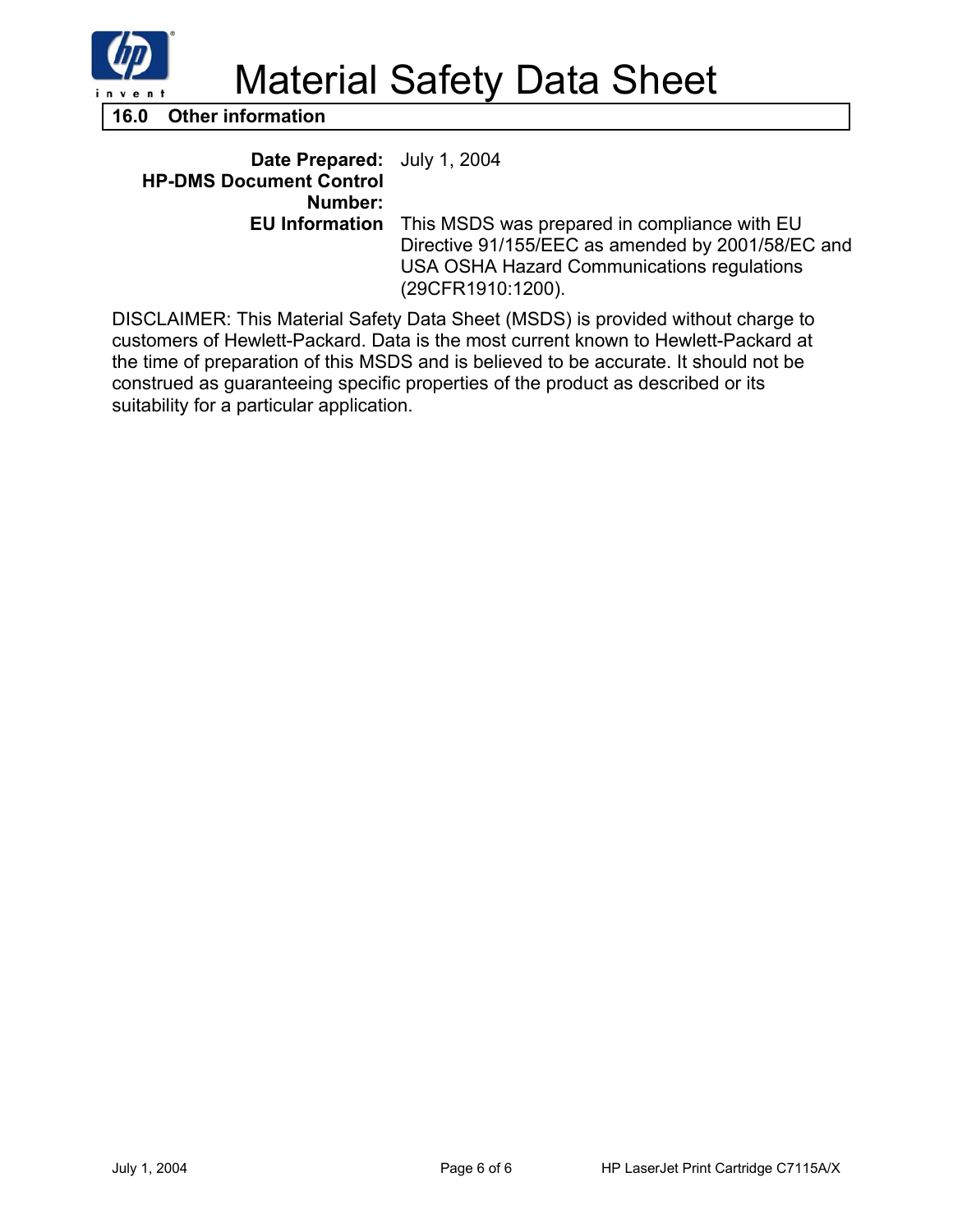## 16.0 Other information

**Date Prepared:** July 1, 2004

**HP-DMS Document Control Number:**

**EU Information** This MSDS was prepared in compliance with EU Directive 91/155/EEC as amended by 2001/58/EC and USA OSHA Hazard Communications regulations (29CFR1910:1200).

DISCLAIMER: This Material Safety Data Sheet (MSDS) is provided without charge to customers of Hewlett-Packard. Data is the most current known to Hewlett-Packard at the time of preparation of this MSDS and is believed to be accurate. It should not be construed as guaranteeing specific properties of the product as described or its suitability for a particular application.